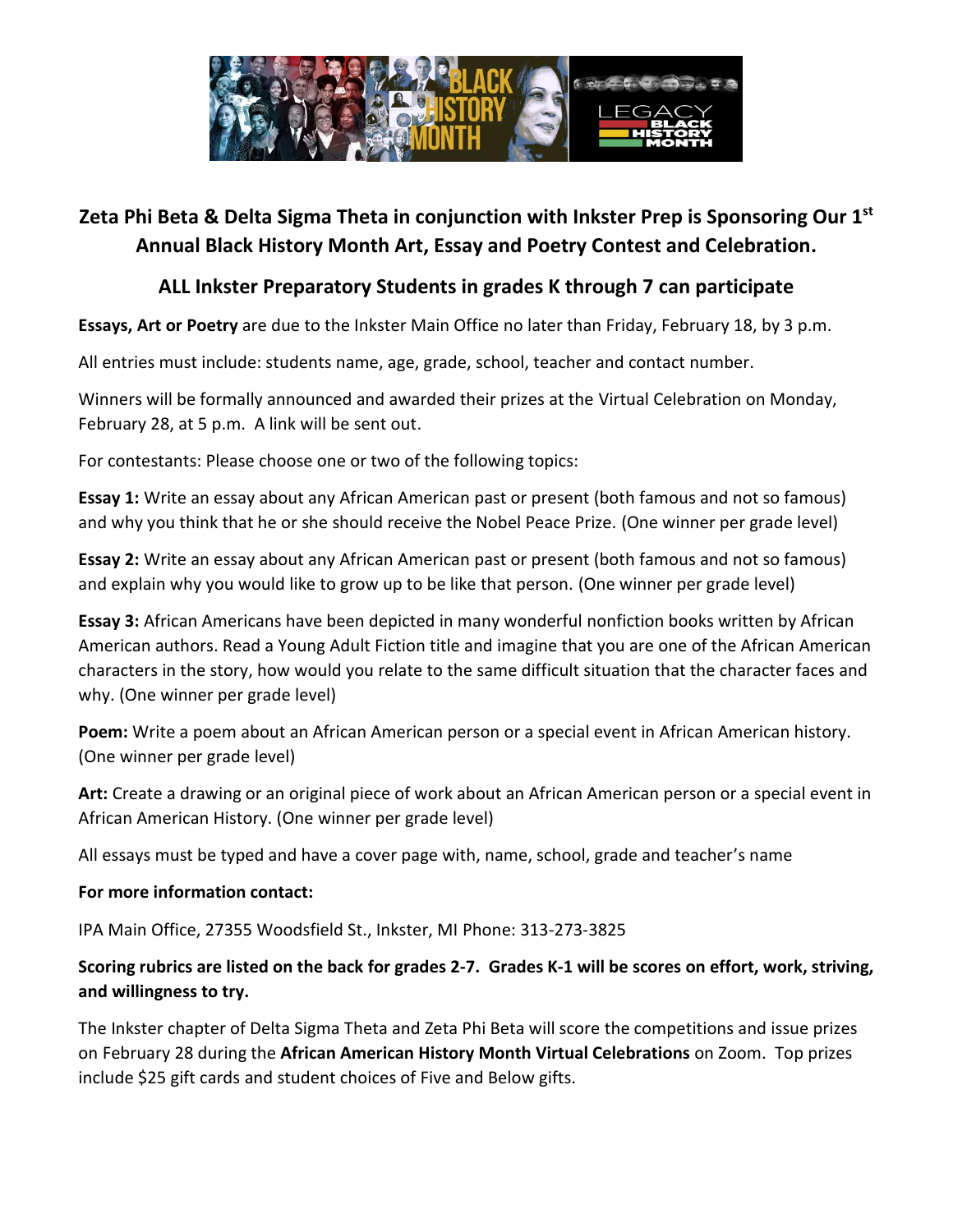## Zeta Phi Beta & Delta Sigma Theta in conjunction with Inkster Prep is Sponsoring Our 1st Annual Black History Month Art, Essay and Poetry Contest and Celebration.

### ALL Inkster Preparatory Students in grades K through 7 can participate

**Essays, Art or Poetry** are due to the Inkster Main Office no later than Friday, February 18, by 3 p.m.

All entries must include: students name, age, grade, school, teacher and contact number.

Winners will be formally announced and awarded their prizes at the Virtual Celebration on Monday, February 28, at 5 p.m. A link will be sent out.

For contestants: Please choose one or two of the following topics:

**Essay 1:** Write an essay about any African American past or present (both famous and not so famous) and why you think that he or she should receive the Nobel Peace Prize. (One winner per grade level)

**Essay 2:** Write an essay about any African American past or present (both famous and not so famous) and explain why you would like to grow up to be like that person. (One winner per grade level)

**Essay 3:** African Americans have been depicted in many wonderful nonfiction books written by African American authors. Read a Young Adult Fiction title and imagine that you are one of the African American characters in the story, how would you relate to the same difficult situation that the character faces and why. (One winner per grade level)

**Poem:** Write a poem about an African American person or a special event in African American history. (One winner per grade level)

**Art:** Create a drawing or an original piece of work about an African American person or a special event in African American History. (One winner per grade level)

All essays must be typed and have a cover page with, name, school, grade and teacher's name

**For more information contact:**

IPA Main Office, 27355 Woodsfield St., Inkster, MI Phone: 313-273-3825

**Scoring rubrics are listed on the back for grades 2-7. Grades K-1 will be scores on effort, work, striving, and willingness to try.**

The Inkster chapter of Delta Sigma Theta and Zeta Phi Beta will score the competitions and issue prizes on February 28 during the **African American History Month Virtual Celebrations** on Zoom. Top prizes include $25 gift cards and student choices of Five and Below gifts.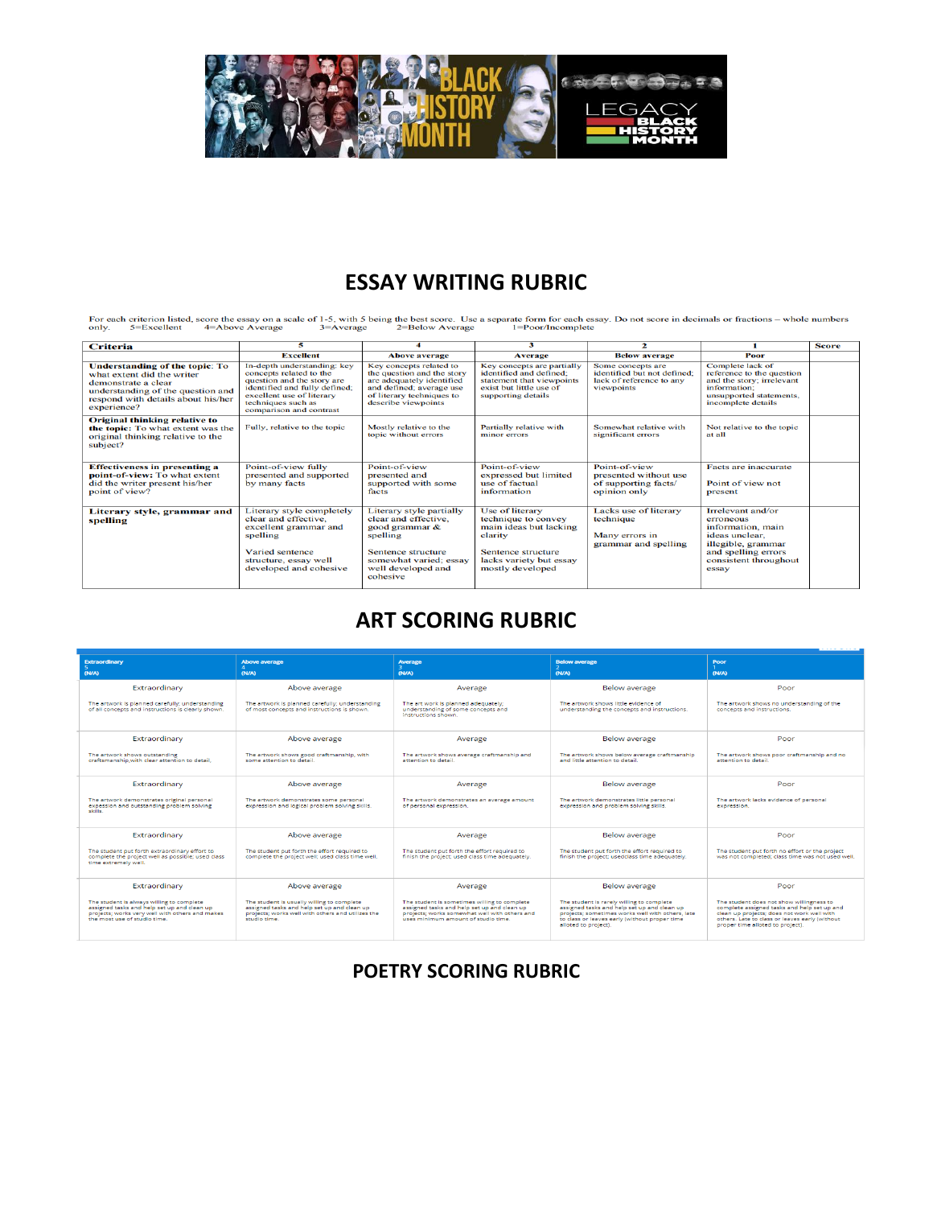## ESSAY WRITING RUBRIC

For each criterion listed, score the essay on a scale of 1-5, with 5 being the best score. Use a separate form for each essay. Do not score in decimals or fractions – whole numbers only. 5=Excellent 4=Above Average 3=Average 2=Below Average 1=Poor/Incomplete

| Criteria | 5 Excellent | 4 Above average | 3 Average | 2 Below average | 1 Poor | Score |
|---|---|---|---|---|---|---|
| **Understanding of the topic**: To what extent did the writer demonstrate a clear understanding of the question and respond with details about his/her experience? | In-depth understanding; key concepts related to the question and the story are identified and fully defined; excellent use of literary techniques such as comparison and contrast | Key concepts related to the question and the story are adequately identified and and defined; average use of literary techniques to describe viewpoints | Key concepts are partially identified and defined; statement that viewpoints exist but little use of supporting details | Some concepts are identified but not defined; lack of reference to any viewpoints | Complete lack of reference to the question and the story; irrelevant information; unsupported statements, incomplete details | |
| **Original thinking relative to the topic**: To what extent was the original thinking relative to the subject? | Fully, relative to the topic | Mostly relative to the topic without errors | Partially relative with minor errors | Somewhat relative with significant errors | Not relative to the topic at all | |
| **Effectiveness in presenting a point-of-view**: To what extent did the writer present his/her point of view? | Point-of-view fully presented and supported by many facts | Point-of-view presented and supported with some facts | Point-of-view expressed but limited use of factual information | Point-of-view presented without use of supporting facts/ opinion only | Facts are inaccurate<br><br>Point of view not present | |
| **Literary style, grammar and spelling** | Literary style completely clear and effective, excellent grammar and spelling<br><br>Varied sentence structure, essay well developed and cohesive | Literary style partially clear and effective, good grammar & spelling<br><br>Sentence structure somewhat varied; essay well developed and cohesive | Use of literary technique to convey main ideas but lacking clarity<br><br>Sentence structure lacks variety but essay mostly developed | Lacks use of literary technique<br><br>Many errors in grammar and spelling | Irrelevant and/or erroneous information, main ideas unclear, illegible, grammar and spelling errors consistent throughout essay | |

## ART SCORING RUBRIC

| Extraordinary 5 (N/A) | Above average 4 (N/A) | Average 3 (N/A) | Below average 2 (N/A) | Poor 1 (N/A) |
|---|---|---|---|---|
| Extraordinary<br>The artwork is planned carefully; understanding of all concepts and instructions is clearly shown. | Above average<br>The artwork is planned carefully; understanding of most concepts and instructions is shown. | Average<br>The art work is planned adequately; understanding of some concepts and instructions shown. | Below average<br>The artwork shows little evidence of understanding the concepts and instructions. | Poor<br>The artwork shows no understanding of the concepts and instructions. |
| Extraordinary<br>The artwork shows outstanding craftsmanship,with clear attention to detail. | Above average<br>The artwork shows good craftmanship, with some attention to detail. | Average<br>The artwork shows average craftmanship and attention to detail. | Below average<br>The artwork shows below average craftmanship and little attention to detail. | Poor<br>The artwork shows poor craftmanship and no attention to detail. |
| Extraordinary<br>The artwork demonstrates original personal expression and outstanding problem solving skills. | Above average<br>The artwork demonstrates some personal expression and logical problem solving skills. | Average<br>The artwork demonstrates an average amount of personal expression. | Below average<br>The artwork demonstrates little personal expression and problem solving skills. | Poor<br>The artwork lacks evidence of personal expression. |
| Extraordinary<br>The student put forth extraordinary effort to complete the project well as possible; used class time extremely well. | Above average<br>The student put forth the effort required to complete the project well; used class time well. | Average<br>The student put forth the effort required to finish the project; used class time adequately. | Below average<br>The student put forth the effort required to finish the project; usedclass time adequately. | Poor<br>The student put forth no effort or the project was not completed; class time was not used well. |
| Extraordinary<br>The student is always willing to complete assigned tasks and help set up and clean up projects; works very well with others and makes the most use of studio time. | Above average<br>The student is usually willing to complete assigned tasks and help set up and clean up projects; works well with others and utilizes the studio time. | Average<br>The student is sometimes willing to complete assigned tasks and help set up and clean up projects; works somewhat well with others and uses minimum amount of studio time. | Below average<br>The student is rarely willing to complete assigned tasks and help set up and clean up projects; sometimes works well with others, late to class or leaves early (without proper time alloted to project). | Poor<br>The student does not show willingness to complete assigned tasks and help set up and clean up projects; does not work well with others. Late to class or leaves early (without proper time alloted to project). |

## POETRY SCORING RUBRIC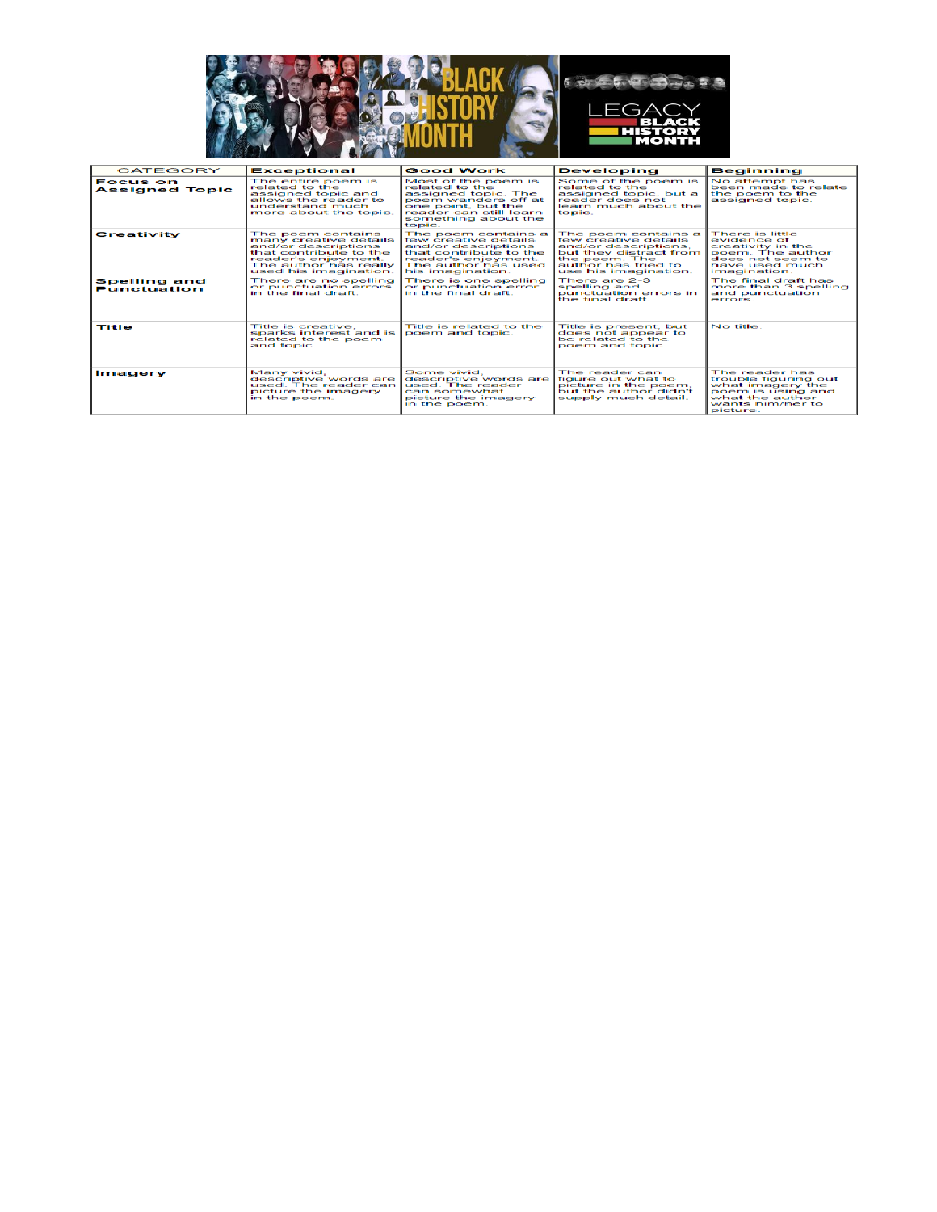| CATEGORY | Exceptional | Good Work | Developing | Beginning |
| --- | --- | --- | --- | --- |
| Focus on Assigned Topic | The entire poem is related to the assigned topic and allows the reader to understand much more about the topic. | Most of the poem is related to the assigned topic. The poem wanders off at one point, but the reader can still learn something about the topic | Some of the poem is related to the assigned topic, but a reader does not learn much about the topic. | No attempt has been made to relate the poem to the assigned topic. |
| Creativity | The poem contains many creative details and/or descriptions that contribute to the reader's enjoyment. The author has really used his imagination. | The poem contains a few creative details and/or descriptions that contribute to the reader's enjoyment. The author has used his imagination. | The poem contains a few creative details and/or descriptions, but they distract from the poem. The author has tried to use his imagination. | There is little evidence of creativity in the poem. The author does not seem to have used much imagination. |
| Spelling and Punctuation | There are no spelling or punctuation errors in the final draft. | There is one spelling or punctuation error in the final draft. | There are 2-3 spelling and punctuation errors in the final draft. | The final draft has more than 3 spelling and punctuation errors. |
| Title | Title is creative, sparks interest and is related to the poem and topic. | Title is related to the poem and topic. | Title is present, but does not appear to be related to the poem and topic. | No title. |
| Imagery | Many vivid, descriptive words are used. The reader can picture the imagery in the poem. | Some vivid, descriptive words are used. The reader can somewhat picture the imagery in the poem. | The reader can figure out what to picture in the poem, but the author didn't supply much detail. | The reader has trouble figuring out what imagery the poem is using and what the author wants him/her to picture. |